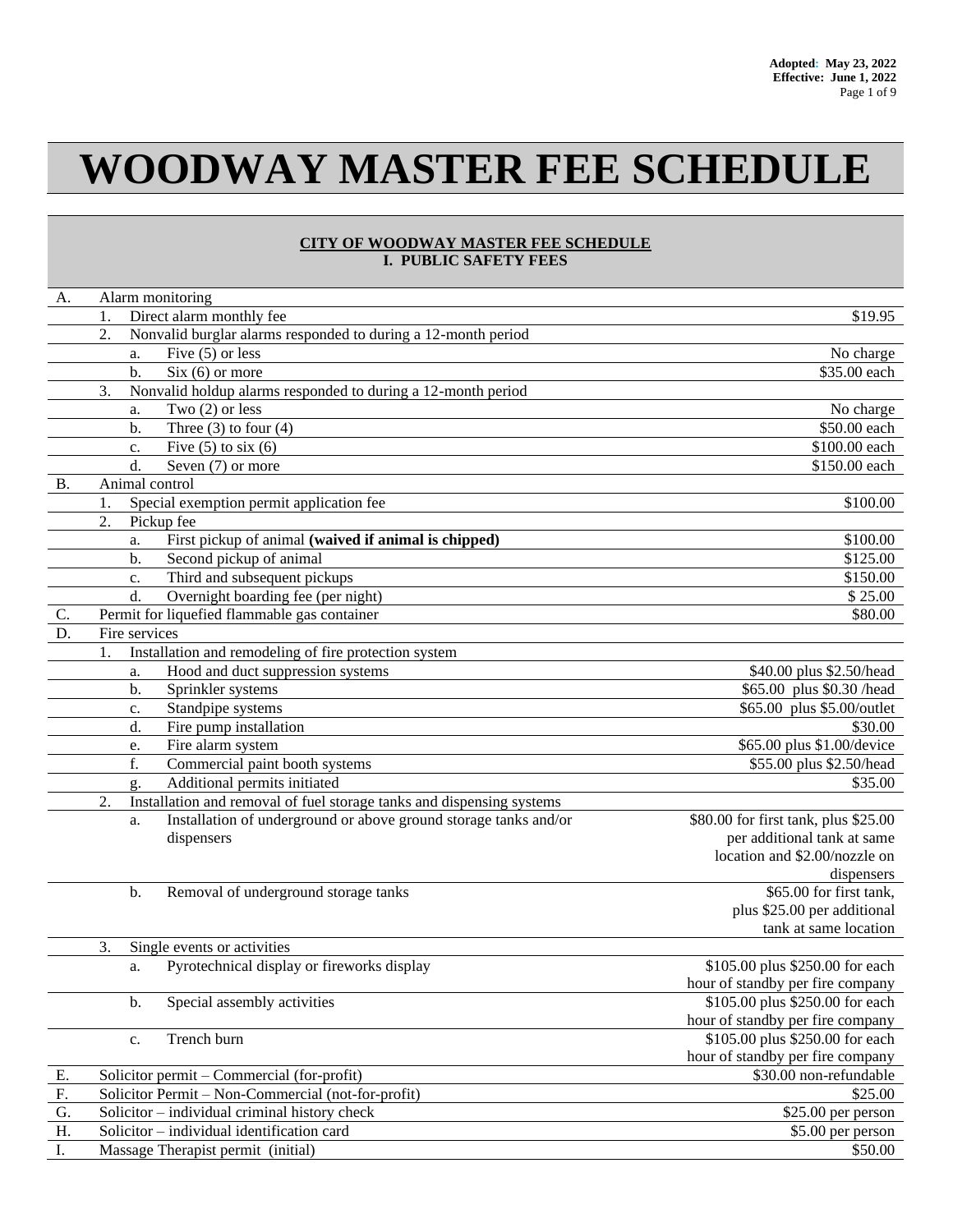**Adopted: May 23, 2022**
**Effective: June 1, 2022**

# WOODWAY MASTER FEE SCHEDULE

## CITY OF WOODWAY MASTER FEE SCHEDULE
## I. PUBLIC SAFETY FEES

| | | | | |
|---|---|---|---|---|
| A. | Alarm monitoring | | | |
| | 1. | Direct alarm monthly fee | | $19.95 |
| | 2. | Nonvalid burglar alarms responded to during a 12-month period | | |
| | | a. | Five (5) or less | No charge |
| | | b. | Six (6) or more | $35.00 each |
| | 3. | Nonvalid holdup alarms responded to during a 12-month period | | |
| | | a. | Two (2) or less | No charge |
| | | b. | Three (3) to four (4) | $50.00 each |
| | | c. | Five (5) to six (6) | $100.00 each |
| | | d. | Seven (7) or more | $150.00 each |
| B. | Animal control | | | |
| | 1. | Special exemption permit application fee | | $100.00 |
| | 2. | Pickup fee | | |
| | | a. | First pickup of animal **(waived if animal is chipped)** | $100.00 |
| | | b. | Second pickup of animal | $125.00 |
| | | c. | Third and subsequent pickups | $150.00 |
| | | d. | Overnight boarding fee (per night) | $ 25.00 |
| C. | Permit for liquefied flammable gas container | | | $80.00 |
| D. | Fire services | | | |
| | 1. | Installation and remodeling of fire protection system | | |
| | | a. | Hood and duct suppression systems | $40.00 plus $2.50/head |
| | | b. | Sprinkler systems | $65.00 plus $0.30 /head |
| | | c. | Standpipe systems | $65.00 plus $5.00/outlet |
| | | d. | Fire pump installation | $30.00 |
| | | e. | Fire alarm system | $65.00 plus $1.00/device |
| | | f. | Commercial paint booth systems | $55.00 plus $2.50/head |
| | | g. | Additional permits initiated | $35.00 |
| | 2. | Installation and removal of fuel storage tanks and dispensing systems | | |
| | | a. | Installation of underground or above ground storage tanks and/or dispensers | $80.00 for first tank, plus $25.00 per additional tank at same location and $2.00/nozzle on dispensers |
| | | b. | Removal of underground storage tanks | $65.00 for first tank, plus $25.00 per additional tank at same location |
| | 3. | Single events or activities | | |
| | | a. | Pyrotechnical display or fireworks display | $105.00 plus $250.00 for each hour of standby per fire company |
| | | b. | Special assembly activities | $105.00 plus $250.00 for each hour of standby per fire company |
| | | c. | Trench burn | $105.00 plus $250.00 for each hour of standby per fire company |
| E. | Solicitor permit – Commercial (for-profit) | | | $30.00 non-refundable |
| F. | Solicitor Permit – Non-Commercial (not-for-profit) | | | $25.00 |
| G. | Solicitor – individual criminal history check | | | $25.00 per person |
| H. | Solicitor – individual identification card | | | $5.00 per person |
| I. | Massage Therapist permit (initial) | | | $50.00 |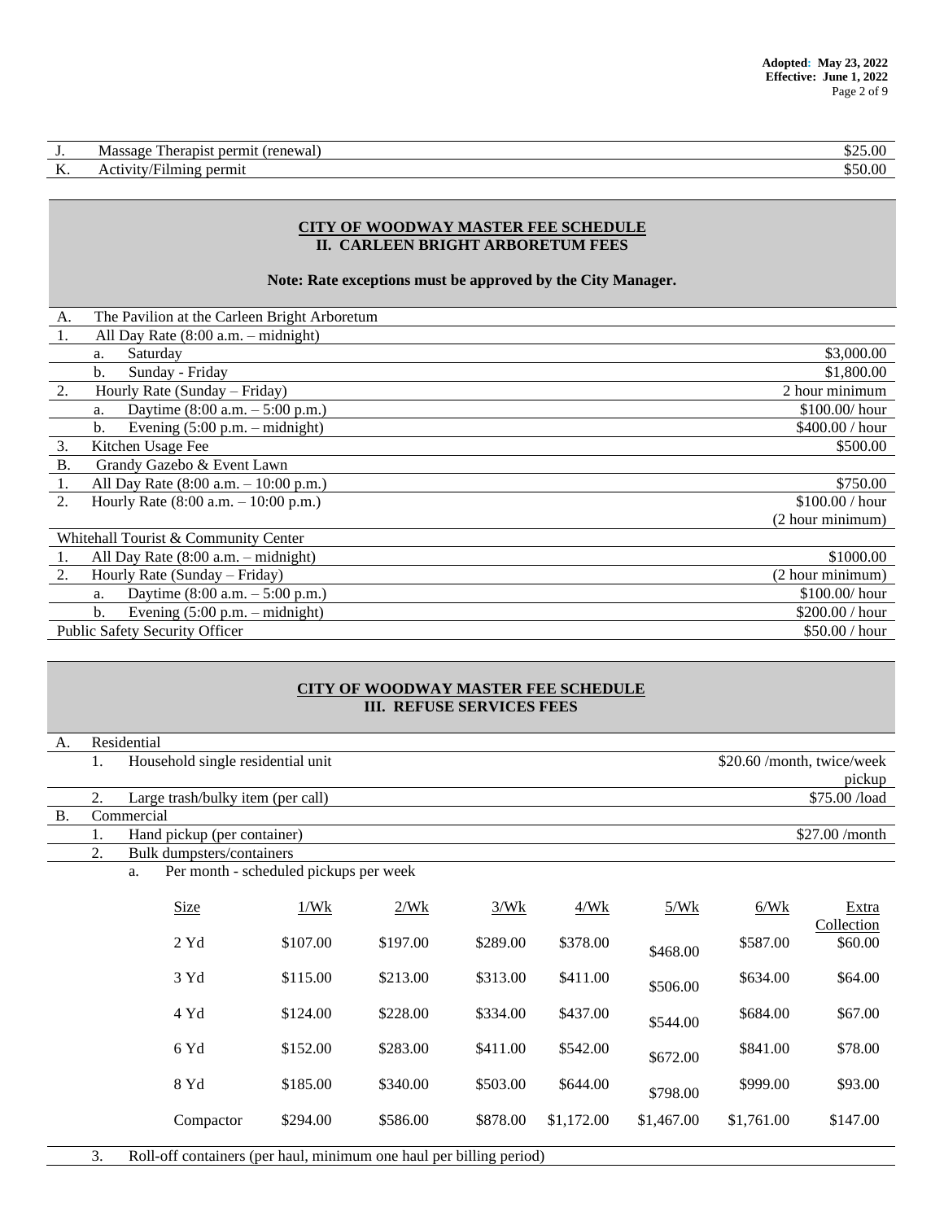| | | |
|---|---|---|
| J. | Massage Therapist permit (renewal) | $25.00 |
| K. | Activity/Filming permit | $50.00 |

## CITY OF WOODWAY MASTER FEE SCHEDULE
## II. CARLEEN BRIGHT ARBORETUM FEES

**Note: Rate exceptions must be approved by the City Manager.**

| | | |
|---|---|---|
| A. | The Pavilion at the Carleen Bright Arboretum | |
| 1. | All Day Rate (8:00 a.m. – midnight) | |
| | a. Saturday | $3,000.00 |
| | b. Sunday - Friday | $1,800.00 |
| 2. | Hourly Rate (Sunday – Friday) | 2 hour minimum |
| | a. Daytime (8:00 a.m. – 5:00 p.m.) | $100.00/ hour |
| | b. Evening (5:00 p.m. – midnight) | $400.00 / hour |
| 3. | Kitchen Usage Fee | $500.00 |
| B. | Grandy Gazebo & Event Lawn | |
| 1. | All Day Rate (8:00 a.m. – 10:00 p.m.) | $750.00 |
| 2. | Hourly Rate (8:00 a.m. – 10:00 p.m.) | $100.00 / hour (2 hour minimum) |
| | Whitehall Tourist & Community Center | |
| 1. | All Day Rate (8:00 a.m. – midnight) | $1000.00 |
| 2. | Hourly Rate (Sunday – Friday) | (2 hour minimum) |
| | a. Daytime (8:00 a.m. – 5:00 p.m.) | $100.00/ hour |
| | b. Evening (5:00 p.m. – midnight) | $200.00 / hour |
| | Public Safety Security Officer | $50.00 / hour |

## CITY OF WOODWAY MASTER FEE SCHEDULE
## III. REFUSE SERVICES FEES

| | | |
|---|---|---|
| A. | Residential | |
| | 1. Household single residential unit | $20.60 /month, twice/week pickup |
| | 2. Large trash/bulky item (per call) | $75.00 /load |
| B. | Commercial | |
| | 1. Hand pickup (per container) | $27.00 /month |
| | 2. Bulk dumpsters/containers | |
| | a. Per month - scheduled pickups per week | |

| Size | 1/Wk | 2/Wk | 3/Wk | 4/Wk | 5/Wk | 6/Wk | Extra Collection |
|---|---|---|---|---|---|---|---|
| 2 Yd | $107.00 | $197.00 | $289.00 | $378.00 | $468.00 | $587.00 | $60.00 |
| 3 Yd | $115.00 | $213.00 | $313.00 | $411.00 | $506.00 | $634.00 | $64.00 |
| 4 Yd | $124.00 | $228.00 | $334.00 | $437.00 | $544.00 | $684.00 | $67.00 |
| 6 Yd | $152.00 | $283.00 | $411.00 | $542.00 | $672.00 | $841.00 | $78.00 |
| 8 Yd | $185.00 | $340.00 | $503.00 | $644.00 | $798.00 | $999.00 | $93.00 |
| Compactor | $294.00 | $586.00 | $878.00 | $1,172.00 | $1,467.00 | $1,761.00 | $147.00 |

3. Roll-off containers (per haul, minimum one haul per billing period)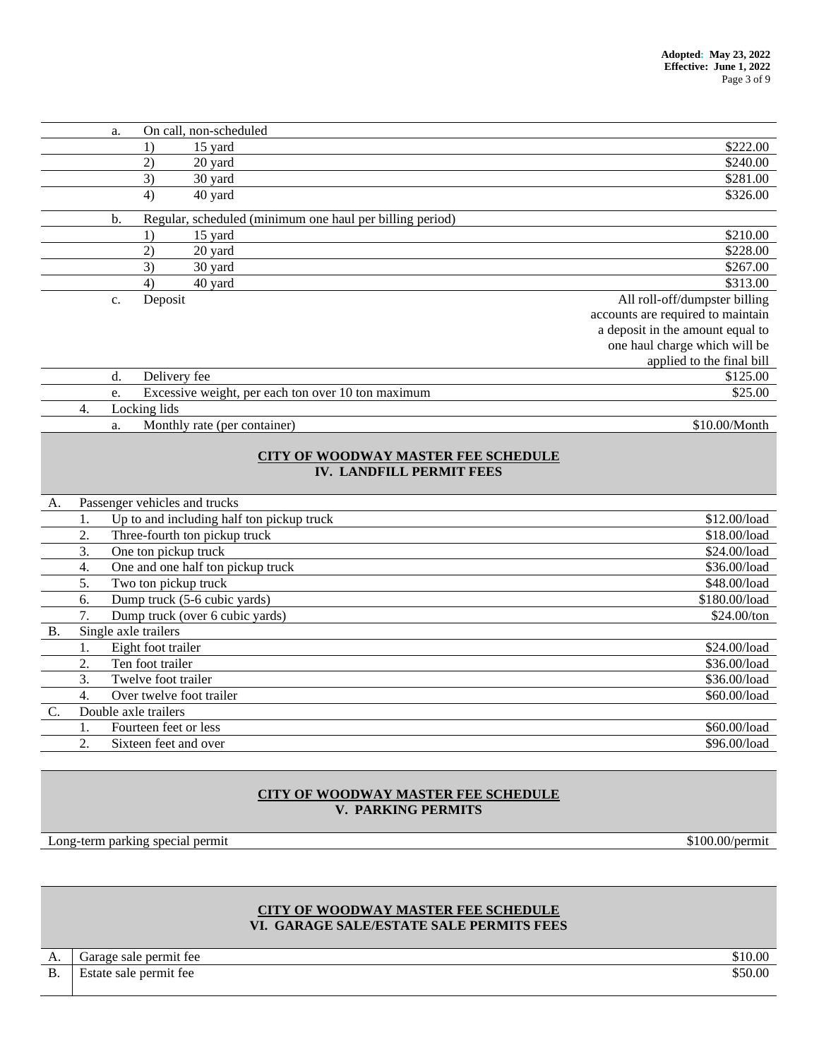| | | | |
|---|---|---|---|
| a. | On call, non-scheduled | | |
| | 1) | 15 yard | $222.00 |
| | 2) | 20 yard | $240.00 |
| | 3) | 30 yard | $281.00 |
| | 4) | 40 yard | $326.00 |
| b. | Regular, scheduled (minimum one haul per billing period) | | |
| | 1) | 15 yard | $210.00 |
| | 2) | 20 yard | $228.00 |
| | 3) | 30 yard | $267.00 |
| | 4) | 40 yard | $313.00 |
| c. | Deposit | | All roll-off/dumpster billing accounts are required to maintain a deposit in the amount equal to one haul charge which will be applied to the final bill |
| d. | Delivery fee | | $125.00 |
| e. | Excessive weight, per each ton over 10 ton maximum | | $25.00 |

| | | |
|---|---|---|
| 4. | Locking lids | |
| a. | Monthly rate (per container) | $10.00/Month |

## CITY OF WOODWAY MASTER FEE SCHEDULE
## IV. LANDFILL PERMIT FEES

| | | |
|---|---|---|
| A. | Passenger vehicles and trucks | |
| 1. | Up to and including half ton pickup truck | $12.00/load |
| 2. | Three-fourth ton pickup truck | $18.00/load |
| 3. | One ton pickup truck | $24.00/load |
| 4. | One and one half ton pickup truck | $36.00/load |
| 5. | Two ton pickup truck | $48.00/load |
| 6. | Dump truck (5-6 cubic yards) | $180.00/load |
| 7. | Dump truck (over 6 cubic yards) | $24.00/ton |
| B. | Single axle trailers | |
| 1. | Eight foot trailer | $24.00/load |
| 2. | Ten foot trailer | $36.00/load |
| 3. | Twelve foot trailer | $36.00/load |
| 4. | Over twelve foot trailer | $60.00/load |
| C. | Double axle trailers | |
| 1. | Fourteen feet or less | $60.00/load |
| 2. | Sixteen feet and over | $96.00/load |

## CITY OF WOODWAY MASTER FEE SCHEDULE
## V. PARKING PERMITS

| | |
|---|---|
| Long-term parking special permit | $100.00/permit |

## CITY OF WOODWAY MASTER FEE SCHEDULE
## VI. GARAGE SALE/ESTATE SALE PERMITS FEES

| | | |
|---|---|---|
| A. | Garage sale permit fee | $10.00 |
| B. | Estate sale permit fee | $50.00 |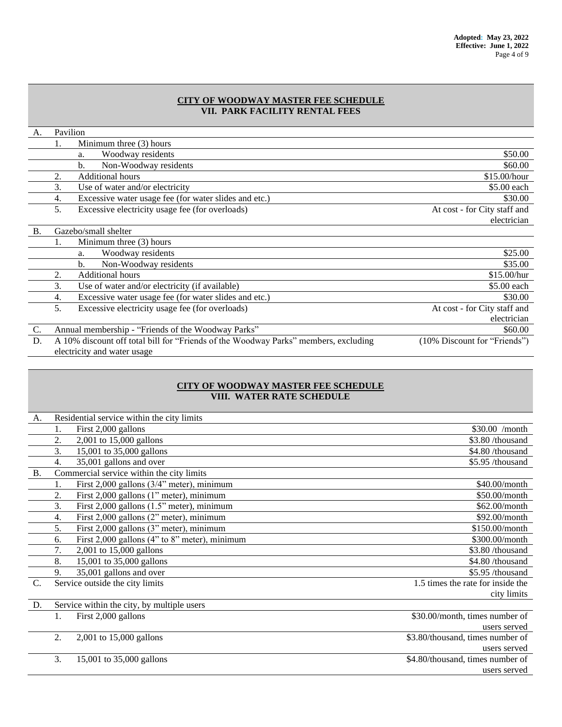## CITY OF WOODWAY MASTER FEE SCHEDULE
## VII. PARK FACILITY RENTAL FEES

| | | |
|---|---|---|
| A. | Pavilion | |
| | 1. Minimum three (3) hours | |
| | a. Woodway residents | $50.00 |
| | b. Non-Woodway residents | $60.00 |
| | 2. Additional hours | $15.00/hour |
| | 3. Use of water and/or electricity | $5.00 each |
| | 4. Excessive water usage fee (for water slides and etc.) | $30.00 |
| | 5. Excessive electricity usage fee (for overloads) | At cost - for City staff and electrician |
| B. | Gazebo/small shelter | |
| | 1. Minimum three (3) hours | |
| | a. Woodway residents | $25.00 |
| | b. Non-Woodway residents | $35.00 |
| | 2. Additional hours | $15.00/hur |
| | 3. Use of water and/or electricity (if available) | $5.00 each |
| | 4. Excessive water usage fee (for water slides and etc.) | $30.00 |
| | 5. Excessive electricity usage fee (for overloads) | At cost - for City staff and electrician |
| C. | Annual membership - "Friends of the Woodway Parks" | $60.00 |
| D. | A 10% discount off total bill for "Friends of the Woodway Parks" members, excluding electricity and water usage | (10% Discount for "Friends") |

## CITY OF WOODWAY MASTER FEE SCHEDULE
## VIII. WATER RATE SCHEDULE

| | | |
|---|---|---|
| A. | Residential service within the city limits | |
| | 1. First 2,000 gallons | $30.00 /month |
| | 2. 2,001 to 15,000 gallons | $3.80 /thousand |
| | 3. 15,001 to 35,000 gallons | $4.80 /thousand |
| | 4. 35,001 gallons and over | $5.95 /thousand |
| B. | Commercial service within the city limits | |
| | 1. First 2,000 gallons (3/4" meter), minimum | $40.00/month |
| | 2. First 2,000 gallons (1" meter), minimum | $50.00/month |
| | 3. First 2,000 gallons (1.5" meter), minimum | $62.00/month |
| | 4. First 2,000 gallons (2" meter), minimum | $92.00/month |
| | 5. First 2,000 gallons (3" meter), minimum | $150.00/month |
| | 6. First 2,000 gallons (4" to 8" meter), minimum | $300.00/month |
| | 7. 2,001 to 15,000 gallons | $3.80 /thousand |
| | 8. 15,001 to 35,000 gallons | $4.80 /thousand |
| | 9. 35,001 gallons and over | $5.95 /thousand |
| C. | Service outside the city limits | 1.5 times the rate for inside the city limits |
| D. | Service within the city, by multiple users | |
| | 1. First 2,000 gallons | $30.00/month, times number of users served |
| | 2. 2,001 to 15,000 gallons | $3.80/thousand, times number of users served |
| | 3. 15,001 to 35,000 gallons | $4.80/thousand, times number of users served |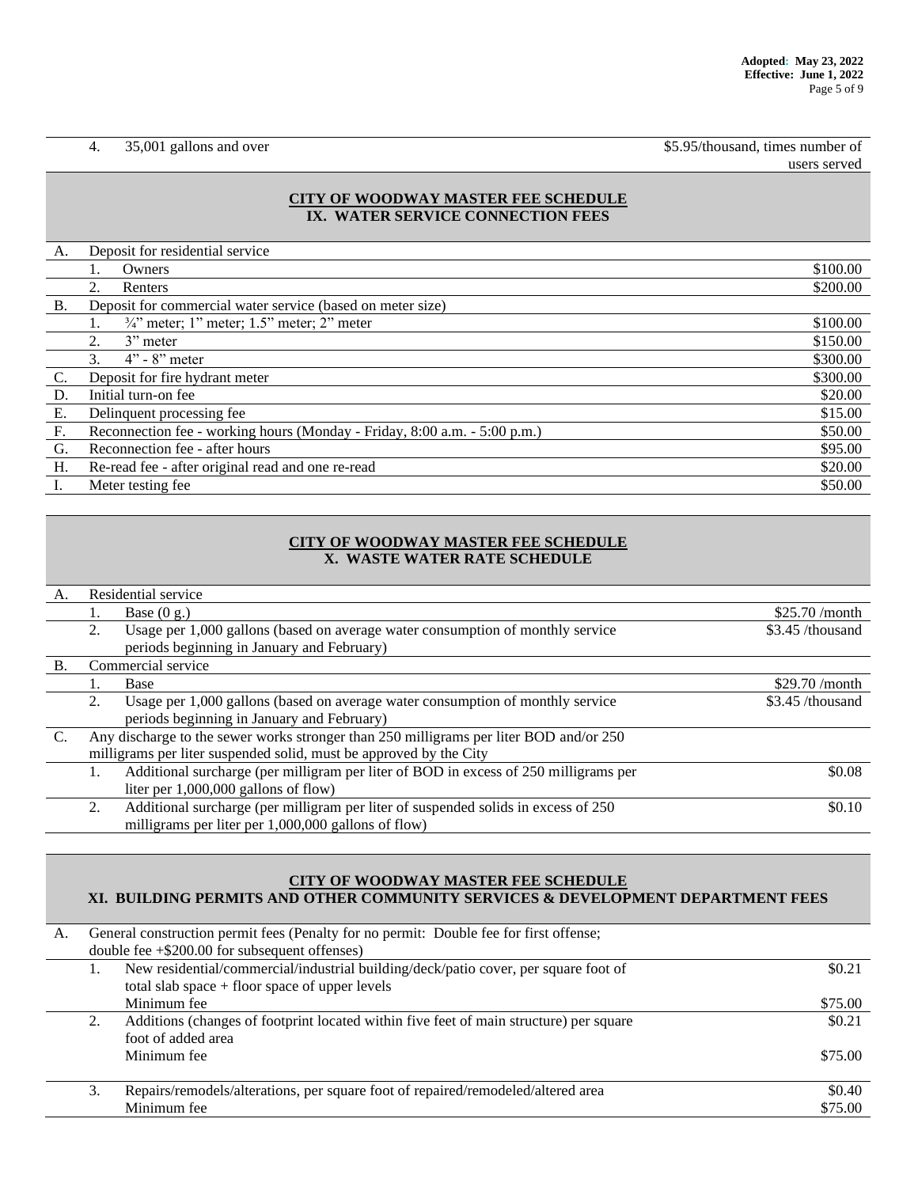| | | |
|---|---|---|
| 4. | 35,001 gallons and over | $5.95/thousand, times number of users served |

## CITY OF WOODWAY MASTER FEE SCHEDULE
## IX. WATER SERVICE CONNECTION FEES

| | | |
|---|---|---|
| A. | Deposit for residential service | |
| | 1. Owners | $100.00 |
| | 2. Renters | $200.00 |
| B. | Deposit for commercial water service (based on meter size) | |
| | 1. ¾" meter; 1" meter; 1.5" meter; 2" meter | $100.00 |
| | 2. 3" meter | $150.00 |
| | 3. 4" - 8" meter | $300.00 |
| C. | Deposit for fire hydrant meter | $300.00 |
| D. | Initial turn-on fee | $20.00 |
| E. | Delinquent processing fee | $15.00 |
| F. | Reconnection fee - working hours (Monday - Friday, 8:00 a.m. - 5:00 p.m.) | $50.00 |
| G. | Reconnection fee - after hours | $95.00 |
| H. | Re-read fee - after original read and one re-read | $20.00 |
| I. | Meter testing fee | $50.00 |

## CITY OF WOODWAY MASTER FEE SCHEDULE
## X. WASTE WATER RATE SCHEDULE

| | | |
|---|---|---|
| A. | Residential service | |
| | 1. Base (0 g.) | $25.70 /month |
| | 2. Usage per 1,000 gallons (based on average water consumption of monthly service periods beginning in January and February) | $3.45 /thousand |
| B. | Commercial service | |
| | 1. Base | $29.70 /month |
| | 2. Usage per 1,000 gallons (based on average water consumption of monthly service periods beginning in January and February) | $3.45 /thousand |
| C. | Any discharge to the sewer works stronger than 250 milligrams per liter BOD and/or 250 milligrams per liter suspended solid, must be approved by the City | |
| | 1. Additional surcharge (per milligram per liter of BOD in excess of 250 milligrams per liter per 1,000,000 gallons of flow) | $0.08 |
| | 2. Additional surcharge (per milligram per liter of suspended solids in excess of 250 milligrams per liter per 1,000,000 gallons of flow) | $0.10 |

## CITY OF WOODWAY MASTER FEE SCHEDULE
## XI. BUILDING PERMITS AND OTHER COMMUNITY SERVICES & DEVELOPMENT DEPARTMENT FEES

| | | |
|---|---|---|
| A. | General construction permit fees (Penalty for no permit: Double fee for first offense; double fee +$200.00 for subsequent offenses) | |
| | 1. New residential/commercial/industrial building/deck/patio cover, per square foot of total slab space + floor space of upper levels | $0.21 |
| | Minimum fee | $75.00 |
| | 2. Additions (changes of footprint located within five feet of main structure) per square foot of added area | $0.21 |
| | Minimum fee | $75.00 |
| | 3. Repairs/remodels/alterations, per square foot of repaired/remodeled/altered area | $0.40 |
| | Minimum fee | $75.00 |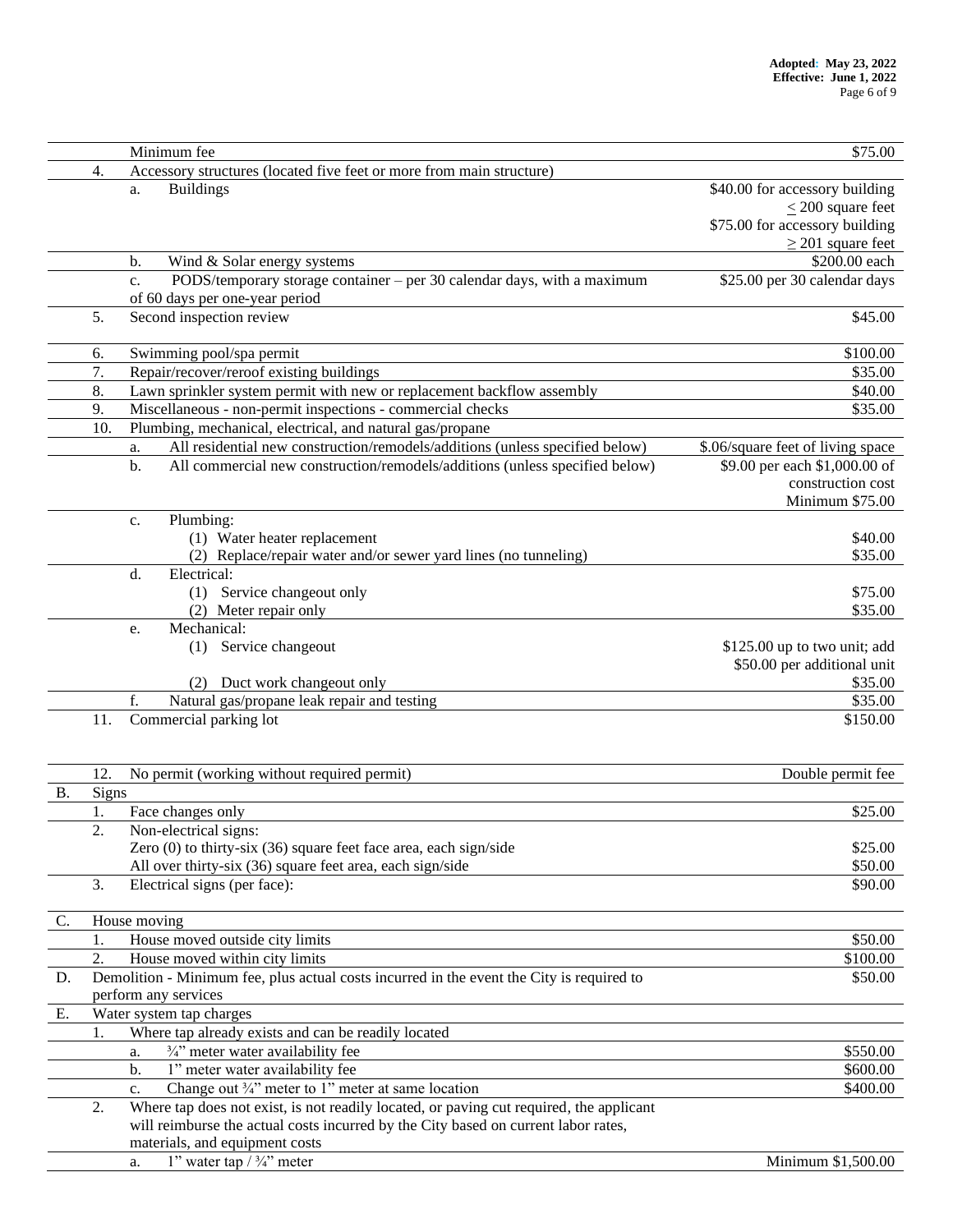| | | | |
|---|---|---|---|
| | | Minimum fee | $75.00 |
| | 4. | Accessory structures (located five feet or more from main structure) | |
| | | a. Buildings | $40.00 for accessory building ≤ 200 square feet<br>$75.00 for accessory building ≥ 201 square feet |
| | | b. Wind & Solar energy systems | $200.00 each |
| | | c. PODS/temporary storage container – per 30 calendar days, with a maximum of 60 days per one-year period | $25.00 per 30 calendar days |
| | 5. | Second inspection review | $45.00 |
| | 6. | Swimming pool/spa permit | $100.00 |
| | 7. | Repair/recover/reroof existing buildings | $35.00 |
| | 8. | Lawn sprinkler system permit with new or replacement backflow assembly | $40.00 |
| | 9. | Miscellaneous - non-permit inspections - commercial checks | $35.00 |
| | 10. | Plumbing, mechanical, electrical, and natural gas/propane | |
| | | a. All residential new construction/remodels/additions (unless specified below) | $.06/square feet of living space |
| | | b. All commercial new construction/remodels/additions (unless specified below) | $9.00 per each $1,000.00 of construction cost<br>Minimum $75.00 |
| | | c. Plumbing: | |
| | | (1) Water heater replacement | $40.00 |
| | | (2) Replace/repair water and/or sewer yard lines (no tunneling) | $35.00 |
| | | d. Electrical: | |
| | | (1) Service changeout only | $75.00 |
| | | (2) Meter repair only | $35.00 |
| | | e. Mechanical: | |
| | | (1) Service changeout | $125.00 up to two unit; add $50.00 per additional unit |
| | | (2) Duct work changeout only | $35.00 |
| | | f. Natural gas/propane leak repair and testing | $35.00 |
| | 11. | Commercial parking lot | $150.00 |
| | 12. | No permit (working without required permit) | Double permit fee |
| B. | Signs | | |
| | 1. | Face changes only | $25.00 |
| | 2. | Non-electrical signs: | |
| | | Zero (0) to thirty-six (36) square feet face area, each sign/side | $25.00 |
| | | All over thirty-six (36) square feet area, each sign/side | $50.00 |
| | 3. | Electrical signs (per face): | $90.00 |
| C. | House moving | | |
| | 1. | House moved outside city limits | $50.00 |
| | 2. | House moved within city limits | $100.00 |
| D. | Demolition - Minimum fee, plus actual costs incurred in the event the City is required to perform any services | | $50.00 |
| E. | Water system tap charges | | |
| | 1. | Where tap already exists and can be readily located | |
| | | a. ¾" meter water availability fee | $550.00 |
| | | b. 1" meter water availability fee | $600.00 |
| | | c. Change out ¾" meter to 1" meter at same location | $400.00 |
| | 2. | Where tap does not exist, is not readily located, or paving cut required, the applicant will reimburse the actual costs incurred by the City based on current labor rates, materials, and equipment costs | |
| | | a. 1" water tap / ¾" meter | Minimum $1,500.00 |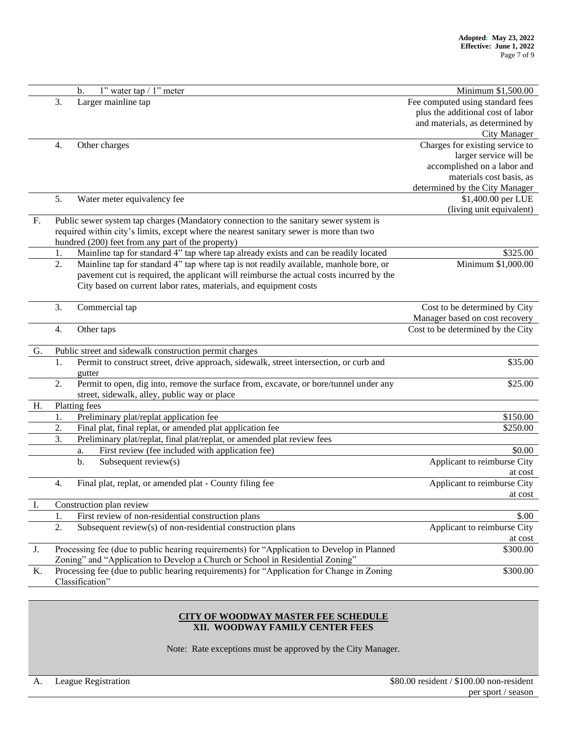| | | | |
|---|---|---|---|
| | | b. 1" water tap / 1" meter | Minimum $1,500.00 |
| | 3. | Larger mainline tap | Fee computed using standard fees plus the additional cost of labor and materials, as determined by City Manager |
| | 4. | Other charges | Charges for existing service to larger service will be accomplished on a labor and materials cost basis, as determined by the City Manager |
| | 5. | Water meter equivalency fee | $1,400.00 per LUE (living unit equivalent) |
| F. | Public sewer system tap charges (Mandatory connection to the sanitary sewer system is required within city's limits, except where the nearest sanitary sewer is more than two hundred (200) feet from any part of the property) | | |
| | 1. | Mainline tap for standard 4" tap where tap already exists and can be readily located | $325.00 |
| | 2. | Mainline tap for standard 4" tap where tap is not readily available, manhole bore, or pavement cut is required, the applicant will reimburse the actual costs incurred by the City based on current labor rates, materials, and equipment costs | Minimum $1,000.00 |
| | 3. | Commercial tap | Cost to be determined by City Manager based on cost recovery |
| | 4. | Other taps | Cost to be determined by the City |
| G. | Public street and sidewalk construction permit charges | | |
| | 1. | Permit to construct street, drive approach, sidewalk, street intersection, or curb and gutter | $35.00 |
| | 2. | Permit to open, dig into, remove the surface from, excavate, or bore/tunnel under any street, sidewalk, alley, public way or place | $25.00 |
| H. | Platting fees | | |
| | 1. | Preliminary plat/replat application fee | $150.00 |
| | 2. | Final plat, final replat, or amended plat application fee | $250.00 |
| | 3. | Preliminary plat/replat, final plat/replat, or amended plat review fees | |
| | | a. First review (fee included with application fee) | $0.00 |
| | | b. Subsequent review(s) | Applicant to reimburse City at cost |
| | 4. | Final plat, replat, or amended plat - County filing fee | Applicant to reimburse City at cost |
| I. | Construction plan review | | |
| | 1. | First review of non-residential construction plans | $.00 |
| | 2. | Subsequent review(s) of non-residential construction plans | Applicant to reimburse City at cost |
| J. | Processing fee (due to public hearing requirements) for "Application to Develop in Planned Zoning" and "Application to Develop a Church or School in Residential Zoning" | | $300.00 |
| K. | Processing fee (due to public hearing requirements) for "Application for Change in Zoning Classification" | | $300.00 |

## CITY OF WOODWAY MASTER FEE SCHEDULE
## XII. WOODWAY FAMILY CENTER FEES

Note: Rate exceptions must be approved by the City Manager.

| | | |
|---|---|---|
| A. | League Registration | $80.00 resident / $100.00 non-resident per sport / season |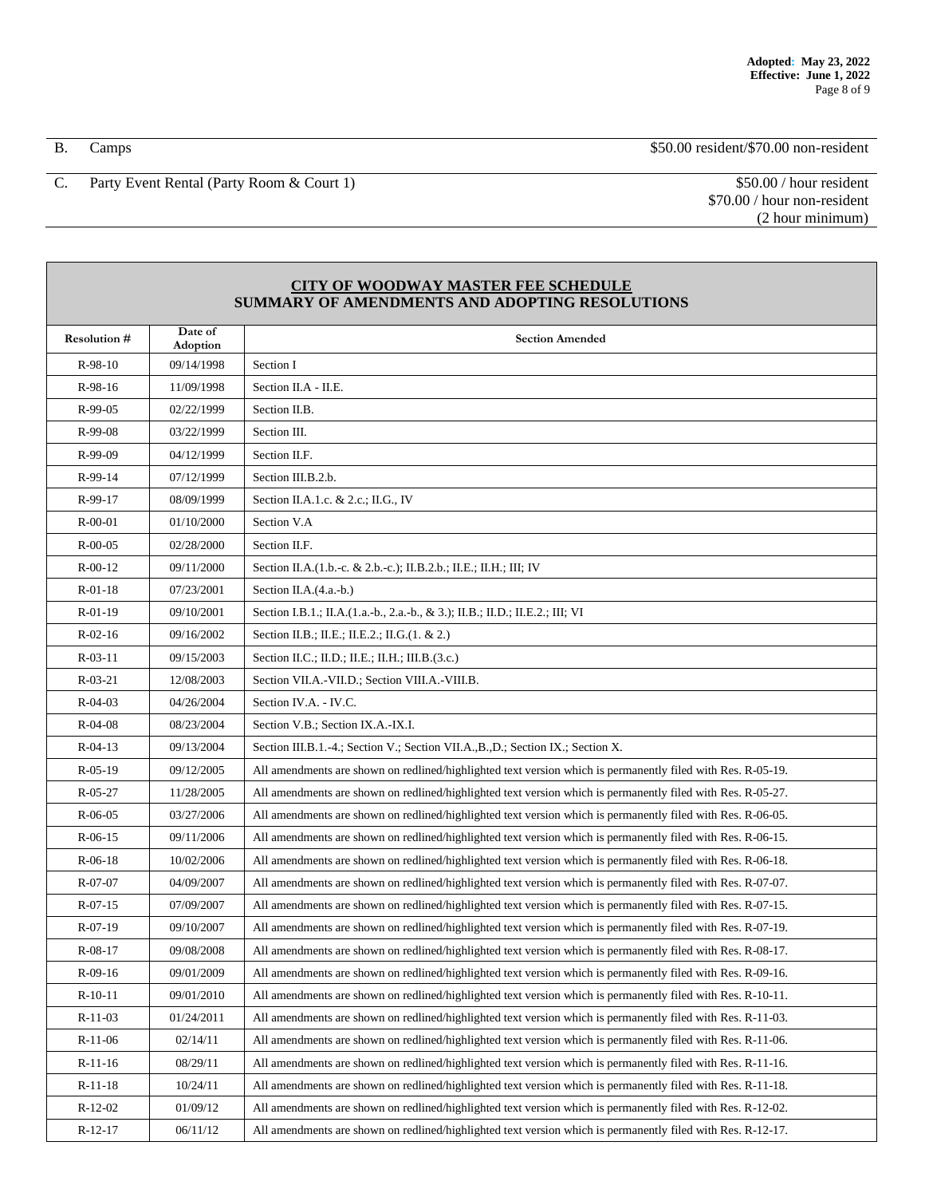| | | |
|---|---|---|
| B. | Camps | $50.00 resident/$70.00 non-resident |
| C. | Party Event Rental (Party Room & Court 1) | $50.00 / hour resident<br>$70.00 / hour non-resident<br>(2 hour minimum) |

**CITY OF WOODWAY MASTER FEE SCHEDULE**
**SUMMARY OF AMENDMENTS AND ADOPTING RESOLUTIONS**

| Resolution # | Date of Adoption | Section Amended |
|---|---|---|
| R-98-10 | 09/14/1998 | Section I |
| R-98-16 | 11/09/1998 | Section II.A - II.E. |
| R-99-05 | 02/22/1999 | Section II.B. |
| R-99-08 | 03/22/1999 | Section III. |
| R-99-09 | 04/12/1999 | Section II.F. |
| R-99-14 | 07/12/1999 | Section III.B.2.b. |
| R-99-17 | 08/09/1999 | Section II.A.1.c. & 2.c.; II.G., IV |
| R-00-01 | 01/10/2000 | Section V.A |
| R-00-05 | 02/28/2000 | Section II.F. |
| R-00-12 | 09/11/2000 | Section II.A.(1.b.-c. & 2.b.-c.); II.B.2.b.; II.E.; II.H.; III; IV |
| R-01-18 | 07/23/2001 | Section II.A.(4.a.-b.) |
| R-01-19 | 09/10/2001 | Section I.B.1.; II.A.(1.a.-b., 2.a.-b., & 3.); II.B.; II.D.; II.E.2.; III; VI |
| R-02-16 | 09/16/2002 | Section II.B.; II.E.; II.E.2.; II.G.(1. & 2.) |
| R-03-11 | 09/15/2003 | Section II.C.; II.D.; II.E.; II.H.; III.B.(3.c.) |
| R-03-21 | 12/08/2003 | Section VII.A.-VII.D.; Section VIII.A.-VIII.B. |
| R-04-03 | 04/26/2004 | Section IV.A. - IV.C. |
| R-04-08 | 08/23/2004 | Section V.B.; Section IX.A.-IX.I. |
| R-04-13 | 09/13/2004 | Section III.B.1.-4.; Section V.; Section VII.A.,B.,D.; Section IX.; Section X. |
| R-05-19 | 09/12/2005 | All amendments are shown on redlined/highlighted text version which is permanently filed with Res. R-05-19. |
| R-05-27 | 11/28/2005 | All amendments are shown on redlined/highlighted text version which is permanently filed with Res. R-05-27. |
| R-06-05 | 03/27/2006 | All amendments are shown on redlined/highlighted text version which is permanently filed with Res. R-06-05. |
| R-06-15 | 09/11/2006 | All amendments are shown on redlined/highlighted text version which is permanently filed with Res. R-06-15. |
| R-06-18 | 10/02/2006 | All amendments are shown on redlined/highlighted text version which is permanently filed with Res. R-06-18. |
| R-07-07 | 04/09/2007 | All amendments are shown on redlined/highlighted text version which is permanently filed with Res. R-07-07. |
| R-07-15 | 07/09/2007 | All amendments are shown on redlined/highlighted text version which is permanently filed with Res. R-07-15. |
| R-07-19 | 09/10/2007 | All amendments are shown on redlined/highlighted text version which is permanently filed with Res. R-07-19. |
| R-08-17 | 09/08/2008 | All amendments are shown on redlined/highlighted text version which is permanently filed with Res. R-08-17. |
| R-09-16 | 09/01/2009 | All amendments are shown on redlined/highlighted text version which is permanently filed with Res. R-09-16. |
| R-10-11 | 09/01/2010 | All amendments are shown on redlined/highlighted text version which is permanently filed with Res. R-10-11. |
| R-11-03 | 01/24/2011 | All amendments are shown on redlined/highlighted text version which is permanently filed with Res. R-11-03. |
| R-11-06 | 02/14/11 | All amendments are shown on redlined/highlighted text version which is permanently filed with Res. R-11-06. |
| R-11-16 | 08/29/11 | All amendments are shown on redlined/highlighted text version which is permanently filed with Res. R-11-16. |
| R-11-18 | 10/24/11 | All amendments are shown on redlined/highlighted text version which is permanently filed with Res. R-11-18. |
| R-12-02 | 01/09/12 | All amendments are shown on redlined/highlighted text version which is permanently filed with Res. R-12-02. |
| R-12-17 | 06/11/12 | All amendments are shown on redlined/highlighted text version which is permanently filed with Res. R-12-17. |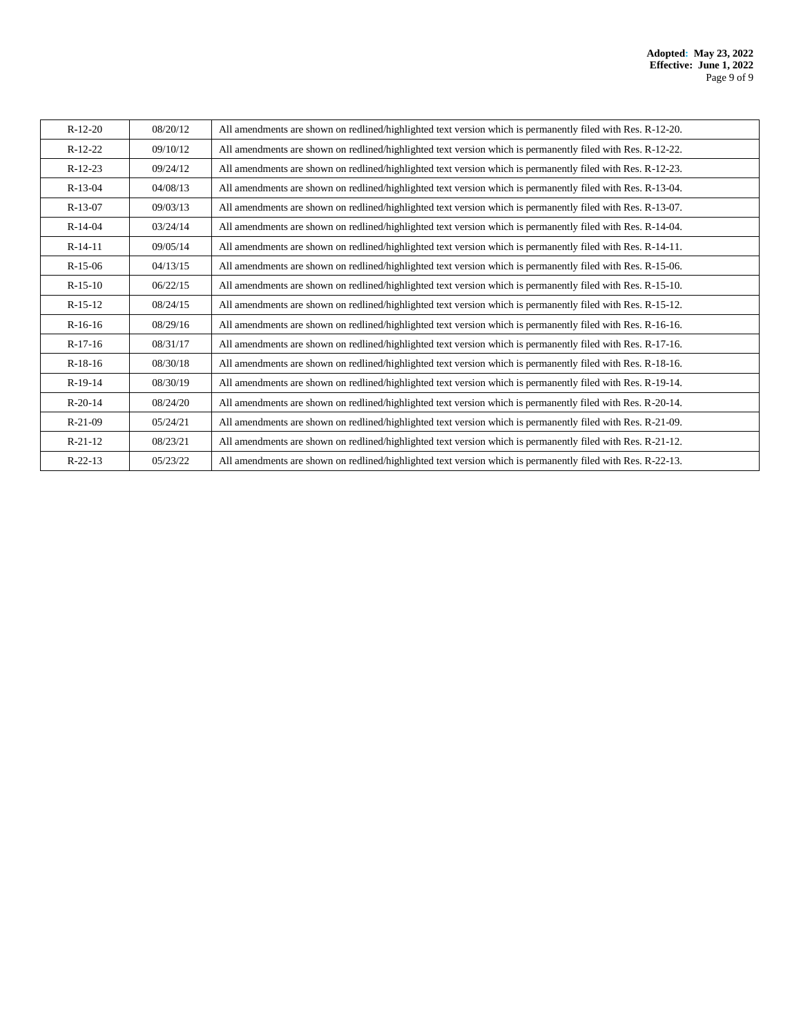| | | |
|---|---|---|
| R-12-20 | 08/20/12 | All amendments are shown on redlined/highlighted text version which is permanently filed with Res. R-12-20. |
| R-12-22 | 09/10/12 | All amendments are shown on redlined/highlighted text version which is permanently filed with Res. R-12-22. |
| R-12-23 | 09/24/12 | All amendments are shown on redlined/highlighted text version which is permanently filed with Res. R-12-23. |
| R-13-04 | 04/08/13 | All amendments are shown on redlined/highlighted text version which is permanently filed with Res. R-13-04. |
| R-13-07 | 09/03/13 | All amendments are shown on redlined/highlighted text version which is permanently filed with Res. R-13-07. |
| R-14-04 | 03/24/14 | All amendments are shown on redlined/highlighted text version which is permanently filed with Res. R-14-04. |
| R-14-11 | 09/05/14 | All amendments are shown on redlined/highlighted text version which is permanently filed with Res. R-14-11. |
| R-15-06 | 04/13/15 | All amendments are shown on redlined/highlighted text version which is permanently filed with Res. R-15-06. |
| R-15-10 | 06/22/15 | All amendments are shown on redlined/highlighted text version which is permanently filed with Res. R-15-10. |
| R-15-12 | 08/24/15 | All amendments are shown on redlined/highlighted text version which is permanently filed with Res. R-15-12. |
| R-16-16 | 08/29/16 | All amendments are shown on redlined/highlighted text version which is permanently filed with Res. R-16-16. |
| R-17-16 | 08/31/17 | All amendments are shown on redlined/highlighted text version which is permanently filed with Res. R-17-16. |
| R-18-16 | 08/30/18 | All amendments are shown on redlined/highlighted text version which is permanently filed with Res. R-18-16. |
| R-19-14 | 08/30/19 | All amendments are shown on redlined/highlighted text version which is permanently filed with Res. R-19-14. |
| R-20-14 | 08/24/20 | All amendments are shown on redlined/highlighted text version which is permanently filed with Res. R-20-14. |
| R-21-09 | 05/24/21 | All amendments are shown on redlined/highlighted text version which is permanently filed with Res. R-21-09. |
| R-21-12 | 08/23/21 | All amendments are shown on redlined/highlighted text version which is permanently filed with Res. R-21-12. |
| R-22-13 | 05/23/22 | All amendments are shown on redlined/highlighted text version which is permanently filed with Res. R-22-13. |